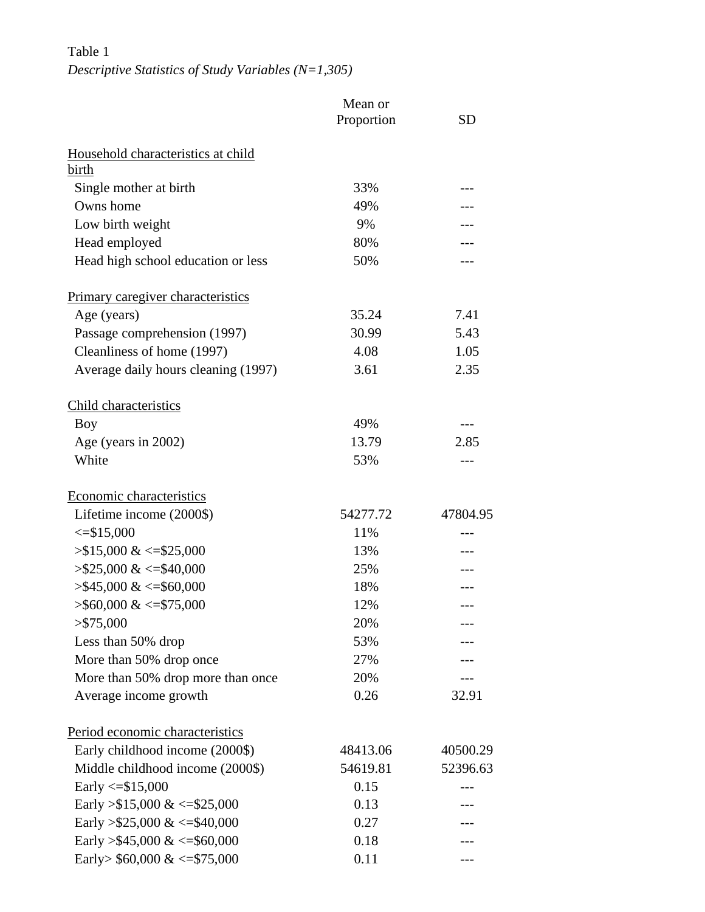Table 1

*Descriptive Statistics of Study Variables (N=1,305)*

| | Mean or Proportion | SD |
|---|---|---|
| <u>Household characteristics at child birth</u> | | |
| Single mother at birth | 33% | --- |
| Owns home | 49% | --- |
| Low birth weight | 9% | --- |
| Head employed | 80% | --- |
| Head high school education or less | 50% | --- |
| <u>Primary caregiver characteristics</u> | | |
| Age (years) | 35.24 | 7.41 |
| Passage comprehension (1997) | 30.99 | 5.43 |
| Cleanliness of home (1997) | 4.08 | 1.05 |
| Average daily hours cleaning (1997) | 3.61 | 2.35 |
| <u>Child characteristics</u> | | |
| Boy | 49% | --- |
| Age (years in 2002) | 13.79 | 2.85 |
| White | 53% | --- |
| <u>Economic characteristics</u> | | |
| Lifetime income (2000$) | 54277.72 | 47804.95 |
| <=$15,000 | 11% | --- |
| >$15,000 & <=$25,000 | 13% | --- |
| >$25,000 & <=$40,000 | 25% | --- |
| >$45,000 & <=$60,000 | 18% | --- |
| >$60,000 & <=$75,000 | 12% | --- |
| >$75,000 | 20% | --- |
| Less than 50% drop | 53% | --- |
| More than 50% drop once | 27% | --- |
| More than 50% drop more than once | 20% | --- |
| Average income growth | 0.26 | 32.91 |
| <u>Period economic characteristics</u> | | |
| Early childhood income (2000$) | 48413.06 | 40500.29 |
| Middle childhood income (2000$) | 54619.81 | 52396.63 |
| Early <=$15,000 | 0.15 | --- |
| Early >$15,000 & <=$25,000 | 0.13 | --- |
| Early >$25,000 & <=$40,000 | 0.27 | --- |
| Early >$45,000 & <=$60,000 | 0.18 | --- |
| Early> $60,000 & <=$75,000 | 0.11 | --- |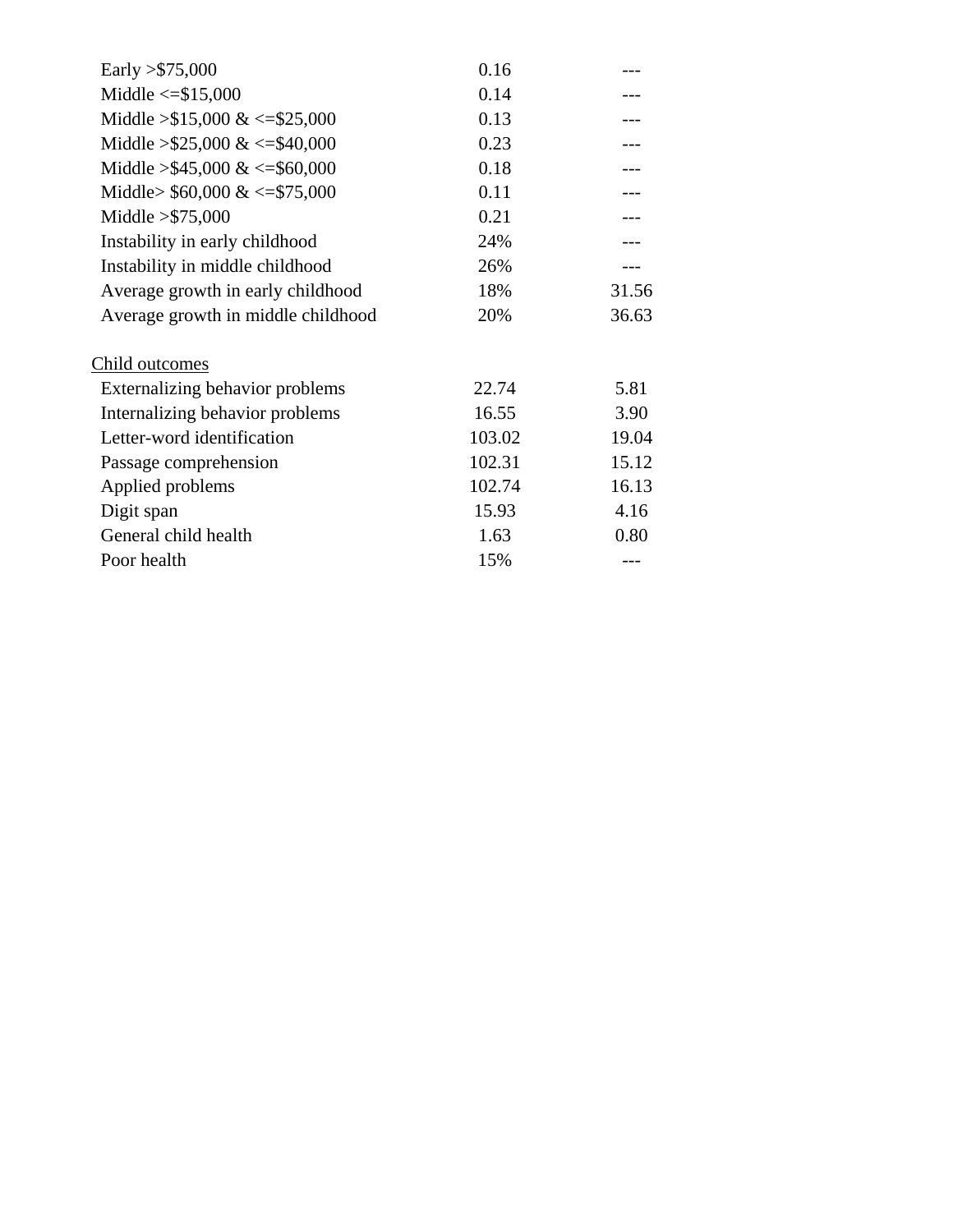| | | |
|---|---|---|
| Early >$75,000 | 0.16 | --- |
| Middle <=$15,000 | 0.14 | --- |
| Middle >$15,000 & <=$25,000 | 0.13 | --- |
| Middle >$25,000 & <=$40,000 | 0.23 | --- |
| Middle >$45,000 & <=$60,000 | 0.18 | --- |
| Middle> $60,000 & <=$75,000 | 0.11 | --- |
| Middle >$75,000 | 0.21 | --- |
| Instability in early childhood | 24% | --- |
| Instability in middle childhood | 26% | --- |
| Average growth in early childhood | 18% | 31.56 |
| Average growth in middle childhood | 20% | 36.63 |
| | | |
| Child outcomes | | |
| Externalizing behavior problems | 22.74 | 5.81 |
| Internalizing behavior problems | 16.55 | 3.90 |
| Letter-word identification | 103.02 | 19.04 |
| Passage comprehension | 102.31 | 15.12 |
| Applied problems | 102.74 | 16.13 |
| Digit span | 15.93 | 4.16 |
| General child health | 1.63 | 0.80 |
| Poor health | 15% | --- |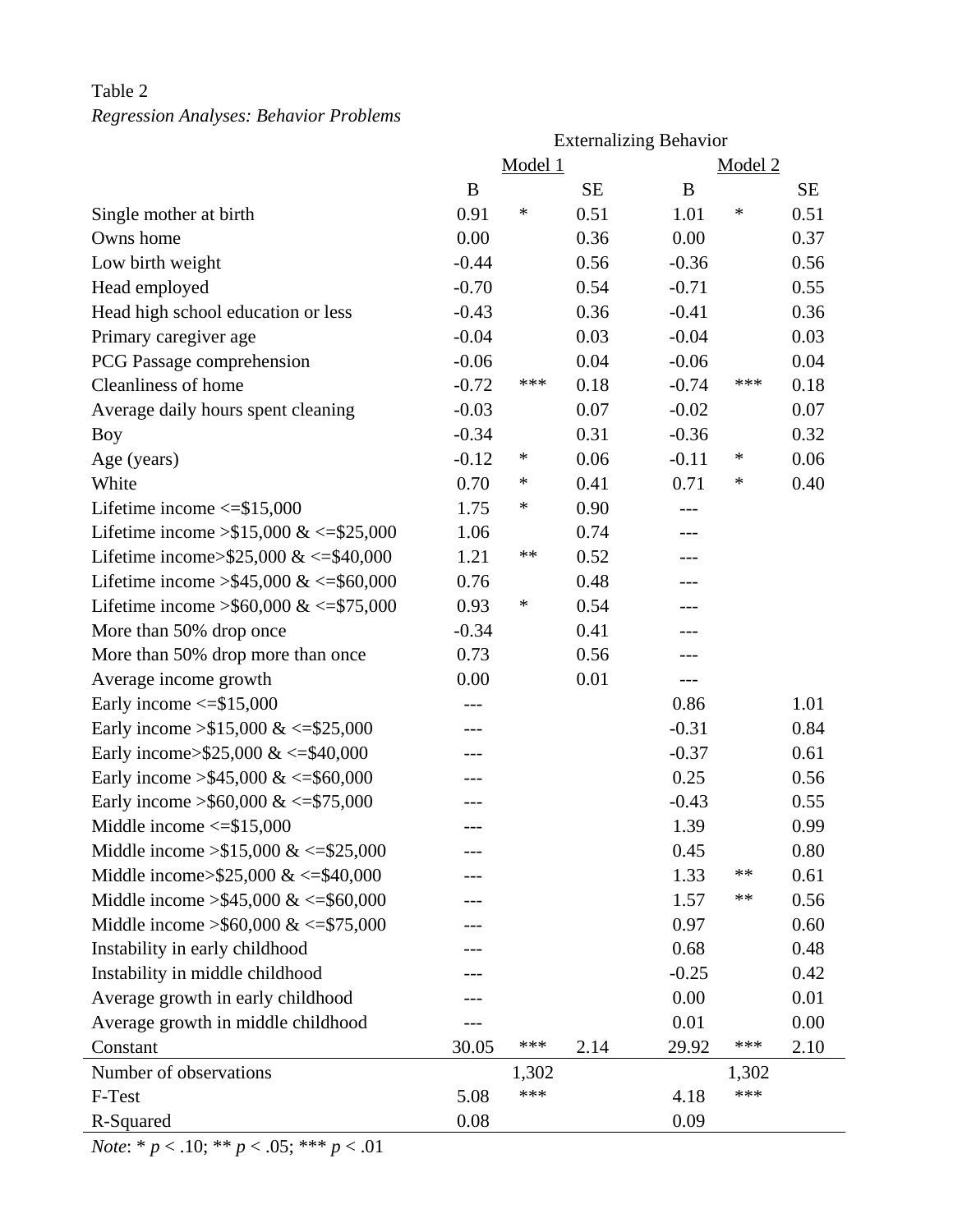Table 2

*Regression Analyses: Behavior Problems*

| | Externalizing Behavior | | | | | |
|---|---|---|---|---|---|---|
| | Model 1 | | | Model 2 | | |
| | B | | SE | B | | SE |
| Single mother at birth | 0.91 | * | 0.51 | 1.01 | * | 0.51 |
| Owns home | 0.00 | | 0.36 | 0.00 | | 0.37 |
| Low birth weight | -0.44 | | 0.56 | -0.36 | | 0.56 |
| Head employed | -0.70 | | 0.54 | -0.71 | | 0.55 |
| Head high school education or less | -0.43 | | 0.36 | -0.41 | | 0.36 |
| Primary caregiver age | -0.04 | | 0.03 | -0.04 | | 0.03 |
| PCG Passage comprehension | -0.06 | | 0.04 | -0.06 | | 0.04 |
| Cleanliness of home | -0.72 | *** | 0.18 | -0.74 | *** | 0.18 |
| Average daily hours spent cleaning | -0.03 | | 0.07 | -0.02 | | 0.07 |
| Boy | -0.34 | | 0.31 | -0.36 | | 0.32 |
| Age (years) | -0.12 | * | 0.06 | -0.11 | * | 0.06 |
| White | 0.70 | * | 0.41 | 0.71 | * | 0.40 |
| Lifetime income <=$15,000 | 1.75 | * | 0.90 | --- | | |
| Lifetime income >$15,000 & <=$25,000 | 1.06 | | 0.74 | --- | | |
| Lifetime income>$25,000 & <=$40,000 | 1.21 | ** | 0.52 | --- | | |
| Lifetime income >$45,000 & <=$60,000 | 0.76 | | 0.48 | --- | | |
| Lifetime income >$60,000 & <=$75,000 | 0.93 | * | 0.54 | --- | | |
| More than 50% drop once | -0.34 | | 0.41 | --- | | |
| More than 50% drop more than once | 0.73 | | 0.56 | --- | | |
| Average income growth | 0.00 | | 0.01 | --- | | |
| Early income <=$15,000 | --- | | | 0.86 | | 1.01 |
| Early income >$15,000 & <=$25,000 | --- | | | -0.31 | | 0.84 |
| Early income>$25,000 & <=$40,000 | --- | | | -0.37 | | 0.61 |
| Early income >$45,000 & <=$60,000 | --- | | | 0.25 | | 0.56 |
| Early income >$60,000 & <=$75,000 | --- | | | -0.43 | | 0.55 |
| Middle income <=$15,000 | --- | | | 1.39 | | 0.99 |
| Middle income >$15,000 & <=$25,000 | --- | | | 0.45 | | 0.80 |
| Middle income>$25,000 & <=$40,000 | --- | | | 1.33 | ** | 0.61 |
| Middle income >$45,000 & <=$60,000 | --- | | | 1.57 | ** | 0.56 |
| Middle income >$60,000 & <=$75,000 | --- | | | 0.97 | | 0.60 |
| Instability in early childhood | --- | | | 0.68 | | 0.48 |
| Instability in middle childhood | --- | | | -0.25 | | 0.42 |
| Average growth in early childhood | --- | | | 0.00 | | 0.01 |
| Average growth in middle childhood | --- | | | 0.01 | | 0.00 |
| Constant | 30.05 | *** | 2.14 | 29.92 | *** | 2.10 |
| Number of observations | | 1,302 | | | 1,302 | |
| F-Test | 5.08 | *** | | 4.18 | *** | |
| R-Squared | 0.08 | | | 0.09 | | |

*Note*: * $p < .10$; ** $p < .05$; *** $p < .01$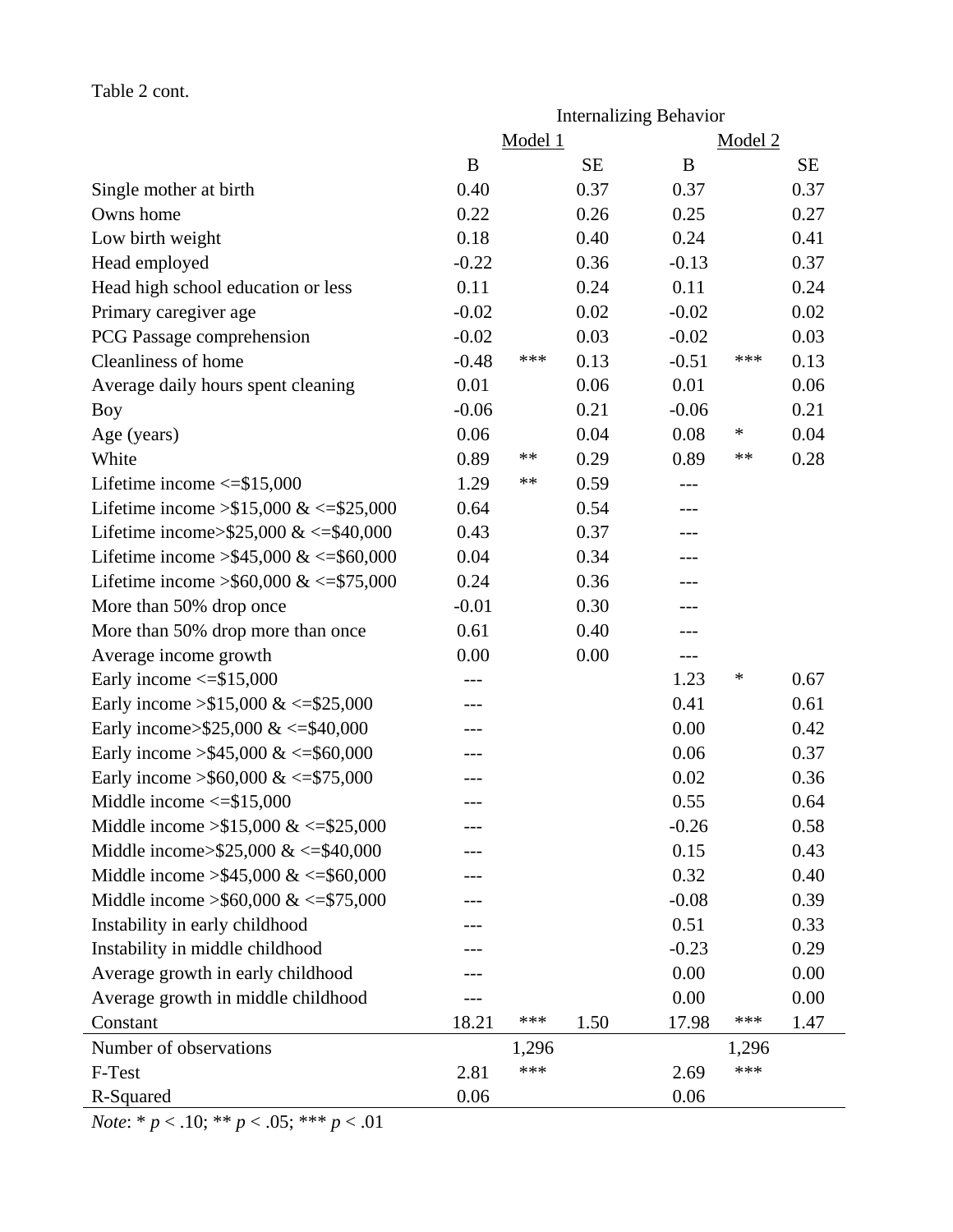Table 2 cont.

| | Internalizing Behavior | | | | | |
|---|---|---|---|---|---|---|
| | Model 1 | | | Model 2 | | |
| | B | | SE | B | | SE |
| Single mother at birth | 0.40 | | 0.37 | 0.37 | | 0.37 |
| Owns home | 0.22 | | 0.26 | 0.25 | | 0.27 |
| Low birth weight | 0.18 | | 0.40 | 0.24 | | 0.41 |
| Head employed | -0.22 | | 0.36 | -0.13 | | 0.37 |
| Head high school education or less | 0.11 | | 0.24 | 0.11 | | 0.24 |
| Primary caregiver age | -0.02 | | 0.02 | -0.02 | | 0.02 |
| PCG Passage comprehension | -0.02 | | 0.03 | -0.02 | | 0.03 |
| Cleanliness of home | -0.48 | *** | 0.13 | -0.51 | *** | 0.13 |
| Average daily hours spent cleaning | 0.01 | | 0.06 | 0.01 | | 0.06 |
| Boy | -0.06 | | 0.21 | -0.06 | | 0.21 |
| Age (years) | 0.06 | | 0.04 | 0.08 | * | 0.04 |
| White | 0.89 | ** | 0.29 | 0.89 | ** | 0.28 |
| Lifetime income <=$15,000 | 1.29 | ** | 0.59 | --- | | |
| Lifetime income >$15,000 & <=$25,000 | 0.64 | | 0.54 | --- | | |
| Lifetime income>$25,000 & <=$40,000 | 0.43 | | 0.37 | --- | | |
| Lifetime income >$45,000 & <=$60,000 | 0.04 | | 0.34 | --- | | |
| Lifetime income >$60,000 & <=$75,000 | 0.24 | | 0.36 | --- | | |
| More than 50% drop once | -0.01 | | 0.30 | --- | | |
| More than 50% drop more than once | 0.61 | | 0.40 | --- | | |
| Average income growth | 0.00 | | 0.00 | --- | | |
| Early income <=$15,000 | --- | | | 1.23 | * | 0.67 |
| Early income >$15,000 & <=$25,000 | --- | | | 0.41 | | 0.61 |
| Early income>$25,000 & <=$40,000 | --- | | | 0.00 | | 0.42 |
| Early income >$45,000 & <=$60,000 | --- | | | 0.06 | | 0.37 |
| Early income >$60,000 & <=$75,000 | --- | | | 0.02 | | 0.36 |
| Middle income <=$15,000 | --- | | | 0.55 | | 0.64 |
| Middle income >$15,000 & <=$25,000 | --- | | | -0.26 | | 0.58 |
| Middle income>$25,000 & <=$40,000 | --- | | | 0.15 | | 0.43 |
| Middle income >$45,000 & <=$60,000 | --- | | | 0.32 | | 0.40 |
| Middle income >$60,000 & <=$75,000 | --- | | | -0.08 | | 0.39 |
| Instability in early childhood | --- | | | 0.51 | | 0.33 |
| Instability in middle childhood | --- | | | -0.23 | | 0.29 |
| Average growth in early childhood | --- | | | 0.00 | | 0.00 |
| Average growth in middle childhood | --- | | | 0.00 | | 0.00 |
| Constant | 18.21 | *** | 1.50 | 17.98 | *** | 1.47 |
| Number of observations | | 1,296 | | | 1,296 | |
| F-Test | 2.81 | *** | | 2.69 | *** | |
| R-Squared | 0.06 | | | 0.06 | | |

*Note*: * $p < .10$; ** $p < .05$; *** $p < .01$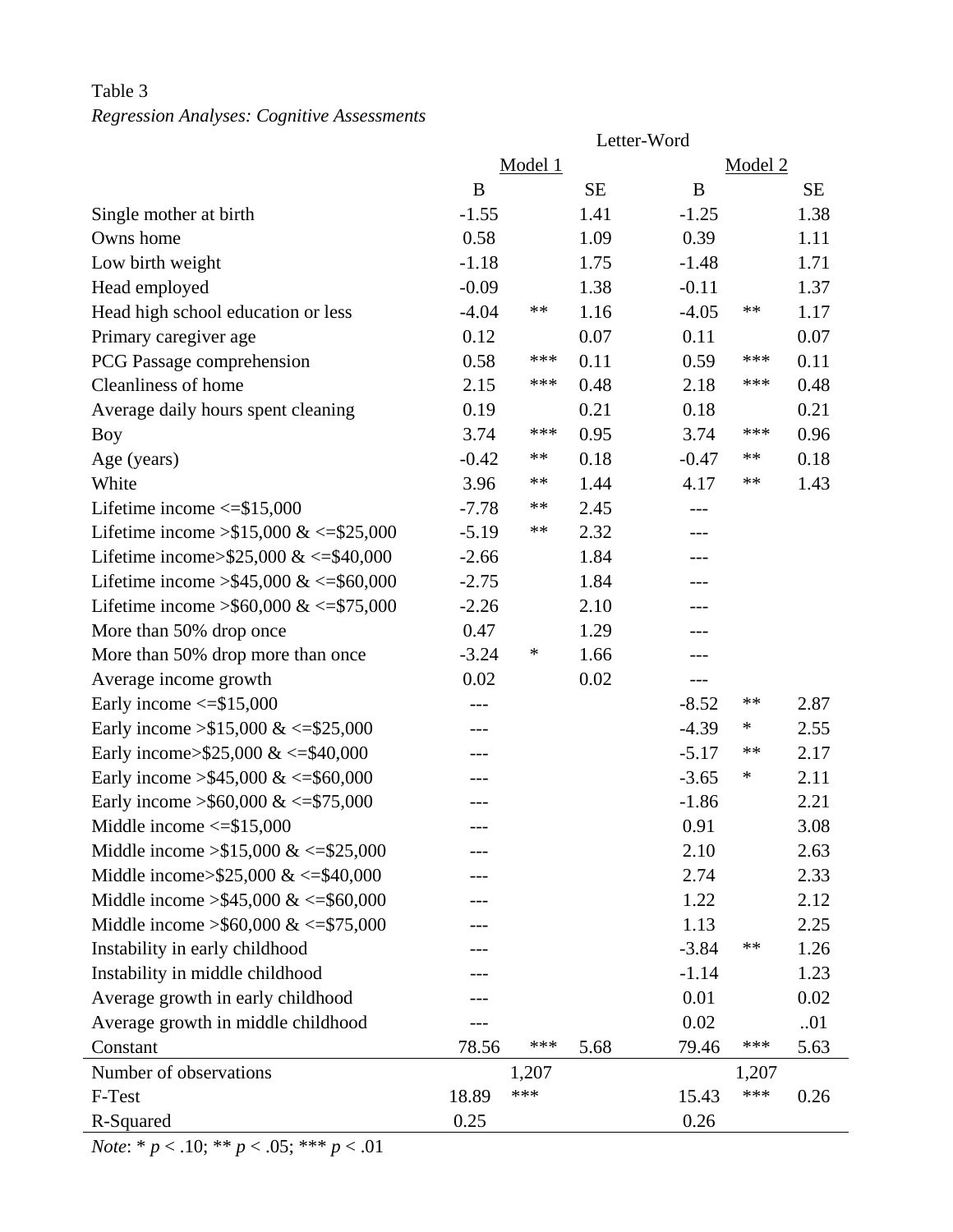Table 3

*Regression Analyses: Cognitive Assessments*

| | Letter-Word | | | | | |
|---|---|---|---|---|---|---|
| | Model 1 | | | Model 2 | | |
| | B | | SE | B | | SE |
| Single mother at birth | -1.55 | | 1.41 | -1.25 | | 1.38 |
| Owns home | 0.58 | | 1.09 | 0.39 | | 1.11 |
| Low birth weight | -1.18 | | 1.75 | -1.48 | | 1.71 |
| Head employed | -0.09 | | 1.38 | -0.11 | | 1.37 |
| Head high school education or less | -4.04 | ** | 1.16 | -4.05 | ** | 1.17 |
| Primary caregiver age | 0.12 | | 0.07 | 0.11 | | 0.07 |
| PCG Passage comprehension | 0.58 | *** | 0.11 | 0.59 | *** | 0.11 |
| Cleanliness of home | 2.15 | *** | 0.48 | 2.18 | *** | 0.48 |
| Average daily hours spent cleaning | 0.19 | | 0.21 | 0.18 | | 0.21 |
| Boy | 3.74 | *** | 0.95 | 3.74 | *** | 0.96 |
| Age (years) | -0.42 | ** | 0.18 | -0.47 | ** | 0.18 |
| White | 3.96 | ** | 1.44 | 4.17 | ** | 1.43 |
| Lifetime income <=$15,000 | -7.78 | ** | 2.45 | --- | | |
| Lifetime income >$15,000 & <=$25,000 | -5.19 | ** | 2.32 | --- | | |
| Lifetime income>$25,000 & <=$40,000 | -2.66 | | 1.84 | --- | | |
| Lifetime income >$45,000 & <=$60,000 | -2.75 | | 1.84 | --- | | |
| Lifetime income >$60,000 & <=$75,000 | -2.26 | | 2.10 | --- | | |
| More than 50% drop once | 0.47 | | 1.29 | --- | | |
| More than 50% drop more than once | -3.24 | * | 1.66 | --- | | |
| Average income growth | 0.02 | | 0.02 | --- | | |
| Early income <=$15,000 | --- | | | -8.52 | ** | 2.87 |
| Early income >$15,000 & <=$25,000 | --- | | | -4.39 | * | 2.55 |
| Early income>$25,000 & <=$40,000 | --- | | | -5.17 | ** | 2.17 |
| Early income >$45,000 & <=$60,000 | --- | | | -3.65 | * | 2.11 |
| Early income >$60,000 & <=$75,000 | --- | | | -1.86 | | 2.21 |
| Middle income <=$15,000 | --- | | | 0.91 | | 3.08 |
| Middle income >$15,000 & <=$25,000 | --- | | | 2.10 | | 2.63 |
| Middle income>$25,000 & <=$40,000 | --- | | | 2.74 | | 2.33 |
| Middle income >$45,000 & <=$60,000 | --- | | | 1.22 | | 2.12 |
| Middle income >$60,000 & <=$75,000 | --- | | | 1.13 | | 2.25 |
| Instability in early childhood | --- | | | -3.84 | ** | 1.26 |
| Instability in middle childhood | --- | | | -1.14 | | 1.23 |
| Average growth in early childhood | --- | | | 0.01 | | 0.02 |
| Average growth in middle childhood | --- | | | 0.02 | | ..01 |
| Constant | 78.56 | *** | 5.68 | 79.46 | *** | 5.63 |
| Number of observations | | 1,207 | | | 1,207 | |
| F-Test | 18.89 | *** | | 15.43 | *** | 0.26 |
| R-Squared | 0.25 | | | 0.26 | | |

*Note*: * $p < .10$; ** $p < .05$; *** $p < .01$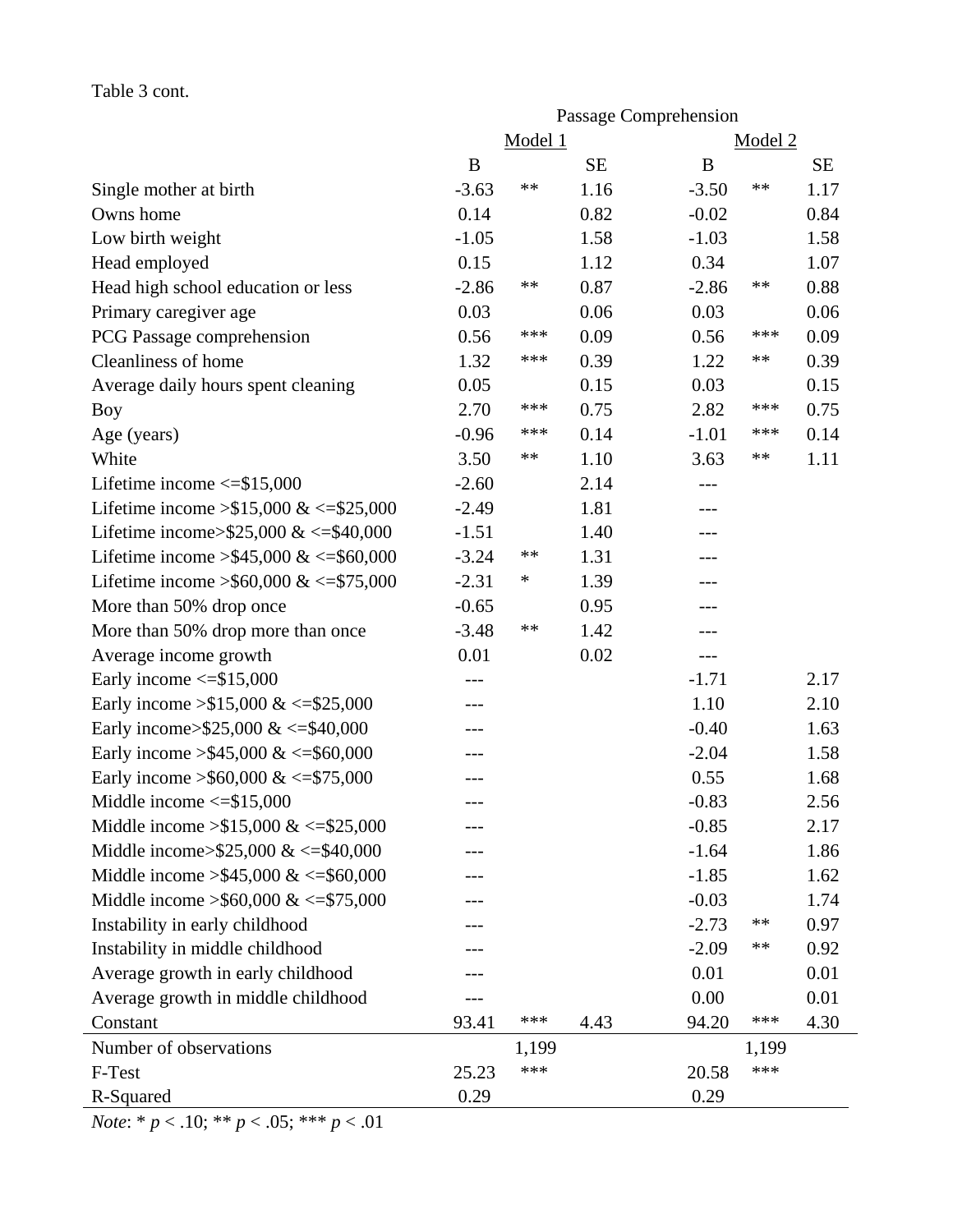Table 3 cont.

| | Passage Comprehension | | | | | |
|---|---|---|---|---|---|---|
| | Model 1 | | | Model 2 | | |
| | B | | SE | B | | SE |
| Single mother at birth | -3.63 | ** | 1.16 | -3.50 | ** | 1.17 |
| Owns home | 0.14 | | 0.82 | -0.02 | | 0.84 |
| Low birth weight | -1.05 | | 1.58 | -1.03 | | 1.58 |
| Head employed | 0.15 | | 1.12 | 0.34 | | 1.07 |
| Head high school education or less | -2.86 | ** | 0.87 | -2.86 | ** | 0.88 |
| Primary caregiver age | 0.03 | | 0.06 | 0.03 | | 0.06 |
| PCG Passage comprehension | 0.56 | *** | 0.09 | 0.56 | *** | 0.09 |
| Cleanliness of home | 1.32 | *** | 0.39 | 1.22 | ** | 0.39 |
| Average daily hours spent cleaning | 0.05 | | 0.15 | 0.03 | | 0.15 |
| Boy | 2.70 | *** | 0.75 | 2.82 | *** | 0.75 |
| Age (years) | -0.96 | *** | 0.14 | -1.01 | *** | 0.14 |
| White | 3.50 | ** | 1.10 | 3.63 | ** | 1.11 |
| Lifetime income <=$15,000 | -2.60 | | 2.14 | --- | | |
| Lifetime income >$15,000 & <=$25,000 | -2.49 | | 1.81 | --- | | |
| Lifetime income>$25,000 & <=$40,000 | -1.51 | | 1.40 | --- | | |
| Lifetime income >$45,000 & <=$60,000 | -3.24 | ** | 1.31 | --- | | |
| Lifetime income >$60,000 & <=$75,000 | -2.31 | * | 1.39 | --- | | |
| More than 50% drop once | -0.65 | | 0.95 | --- | | |
| More than 50% drop more than once | -3.48 | ** | 1.42 | --- | | |
| Average income growth | 0.01 | | 0.02 | --- | | |
| Early income <=$15,000 | --- | | | -1.71 | | 2.17 |
| Early income >$15,000 & <=$25,000 | --- | | | 1.10 | | 2.10 |
| Early income>$25,000 & <=$40,000 | --- | | | -0.40 | | 1.63 |
| Early income >$45,000 & <=$60,000 | --- | | | -2.04 | | 1.58 |
| Early income >$60,000 & <=$75,000 | --- | | | 0.55 | | 1.68 |
| Middle income <=$15,000 | --- | | | -0.83 | | 2.56 |
| Middle income >$15,000 & <=$25,000 | --- | | | -0.85 | | 2.17 |
| Middle income>$25,000 & <=$40,000 | --- | | | -1.64 | | 1.86 |
| Middle income >$45,000 & <=$60,000 | --- | | | -1.85 | | 1.62 |
| Middle income >$60,000 & <=$75,000 | --- | | | -0.03 | | 1.74 |
| Instability in early childhood | --- | | | -2.73 | ** | 0.97 |
| Instability in middle childhood | --- | | | -2.09 | ** | 0.92 |
| Average growth in early childhood | --- | | | 0.01 | | 0.01 |
| Average growth in middle childhood | --- | | | 0.00 | | 0.01 |
| Constant | 93.41 | *** | 4.43 | 94.20 | *** | 4.30 |
| Number of observations | | 1,199 | | | 1,199 | |
| F-Test | 25.23 | *** | | 20.58 | *** | |
| R-Squared | 0.29 | | | 0.29 | | |

*Note*: * $p < .10$; ** $p < .05$; *** $p < .01$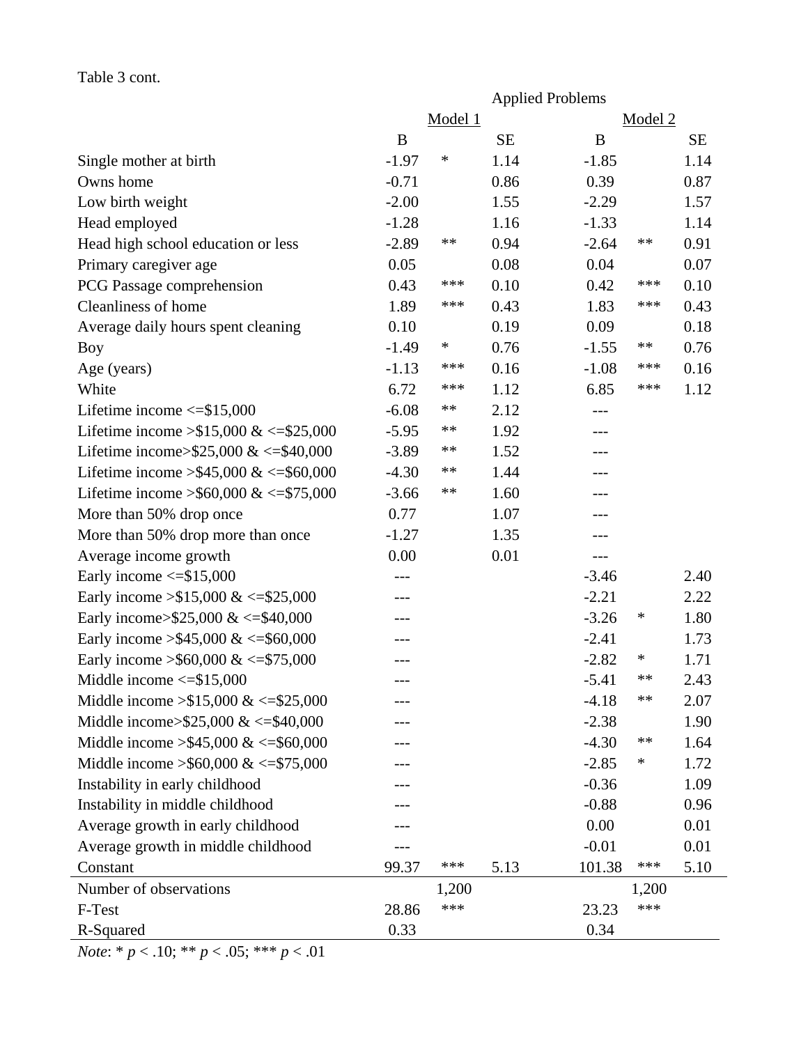Table 3 cont.

| | Applied Problems | | | | | |
|---|---|---|---|---|---|---|
| | Model 1 | | | Model 2 | | |
| | B | | SE | B | | SE |
| Single mother at birth | -1.97 | * | 1.14 | -1.85 | | 1.14 |
| Owns home | -0.71 | | 0.86 | 0.39 | | 0.87 |
| Low birth weight | -2.00 | | 1.55 | -2.29 | | 1.57 |
| Head employed | -1.28 | | 1.16 | -1.33 | | 1.14 |
| Head high school education or less | -2.89 | ** | 0.94 | -2.64 | ** | 0.91 |
| Primary caregiver age | 0.05 | | 0.08 | 0.04 | | 0.07 |
| PCG Passage comprehension | 0.43 | *** | 0.10 | 0.42 | *** | 0.10 |
| Cleanliness of home | 1.89 | *** | 0.43 | 1.83 | *** | 0.43 |
| Average daily hours spent cleaning | 0.10 | | 0.19 | 0.09 | | 0.18 |
| Boy | -1.49 | * | 0.76 | -1.55 | ** | 0.76 |
| Age (years) | -1.13 | *** | 0.16 | -1.08 | *** | 0.16 |
| White | 6.72 | *** | 1.12 | 6.85 | *** | 1.12 |
| Lifetime income <=$15,000 | -6.08 | ** | 2.12 | --- | | |
| Lifetime income >$15,000 & <=$25,000 | -5.95 | ** | 1.92 | --- | | |
| Lifetime income>$25,000 & <=$40,000 | -3.89 | ** | 1.52 | --- | | |
| Lifetime income >$45,000 & <=$60,000 | -4.30 | ** | 1.44 | --- | | |
| Lifetime income >$60,000 & <=$75,000 | -3.66 | ** | 1.60 | --- | | |
| More than 50% drop once | 0.77 | | 1.07 | --- | | |
| More than 50% drop more than once | -1.27 | | 1.35 | --- | | |
| Average income growth | 0.00 | | 0.01 | --- | | |
| Early income <=$15,000 | --- | | | -3.46 | | 2.40 |
| Early income >$15,000 & <=$25,000 | --- | | | -2.21 | | 2.22 |
| Early income>$25,000 & <=$40,000 | --- | | | -3.26 | * | 1.80 |
| Early income >$45,000 & <=$60,000 | --- | | | -2.41 | | 1.73 |
| Early income >$60,000 & <=$75,000 | --- | | | -2.82 | * | 1.71 |
| Middle income <=$15,000 | --- | | | -5.41 | ** | 2.43 |
| Middle income >$15,000 & <=$25,000 | --- | | | -4.18 | ** | 2.07 |
| Middle income>$25,000 & <=$40,000 | --- | | | -2.38 | | 1.90 |
| Middle income >$45,000 & <=$60,000 | --- | | | -4.30 | ** | 1.64 |
| Middle income >$60,000 & <=$75,000 | --- | | | -2.85 | * | 1.72 |
| Instability in early childhood | --- | | | -0.36 | | 1.09 |
| Instability in middle childhood | --- | | | -0.88 | | 0.96 |
| Average growth in early childhood | --- | | | 0.00 | | 0.01 |
| Average growth in middle childhood | --- | | | -0.01 | | 0.01 |
| Constant | 99.37 | *** | 5.13 | 101.38 | *** | 5.10 |
| Number of observations | | 1,200 | | | 1,200 | |
| F-Test | 28.86 | *** | | 23.23 | *** | |
| R-Squared | 0.33 | | | 0.34 | | |

*Note*: * $p < .10$; ** $p < .05$; *** $p < .01$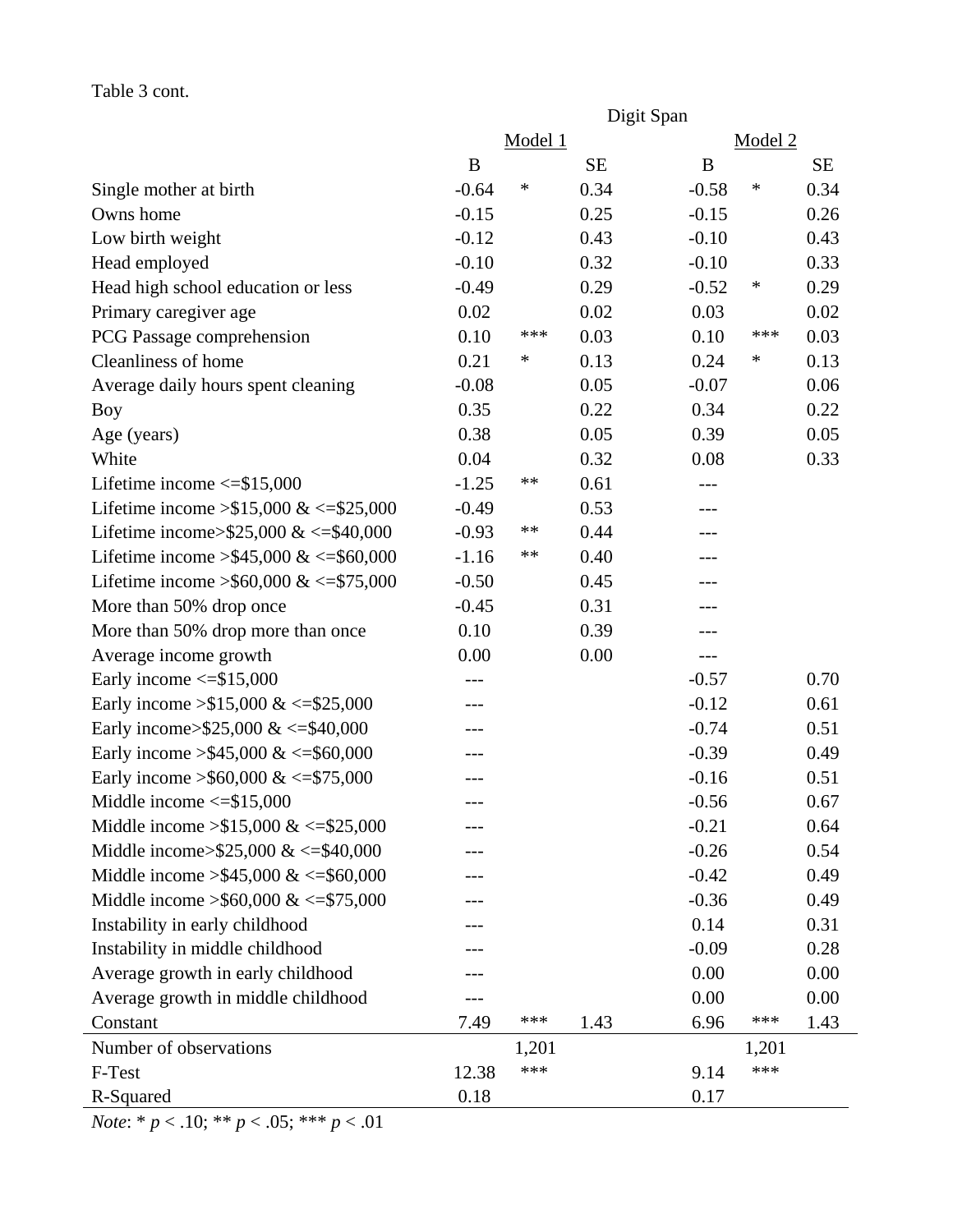Table 3 cont.

| | Digit Span | | | | | |
|---|---|---|---|---|---|---|
| | Model 1 | | | Model 2 | | |
| | B | | SE | B | | SE |
| Single mother at birth | -0.64 | * | 0.34 | -0.58 | * | 0.34 |
| Owns home | -0.15 | | 0.25 | -0.15 | | 0.26 |
| Low birth weight | -0.12 | | 0.43 | -0.10 | | 0.43 |
| Head employed | -0.10 | | 0.32 | -0.10 | | 0.33 |
| Head high school education or less | -0.49 | | 0.29 | -0.52 | * | 0.29 |
| Primary caregiver age | 0.02 | | 0.02 | 0.03 | | 0.02 |
| PCG Passage comprehension | 0.10 | *** | 0.03 | 0.10 | *** | 0.03 |
| Cleanliness of home | 0.21 | * | 0.13 | 0.24 | * | 0.13 |
| Average daily hours spent cleaning | -0.08 | | 0.05 | -0.07 | | 0.06 |
| Boy | 0.35 | | 0.22 | 0.34 | | 0.22 |
| Age (years) | 0.38 | | 0.05 | 0.39 | | 0.05 |
| White | 0.04 | | 0.32 | 0.08 | | 0.33 |
| Lifetime income <=\$15,000 | -1.25 | ** | 0.61 | --- | | |
| Lifetime income >\$15,000 & <=\$25,000 | -0.49 | | 0.53 | --- | | |
| Lifetime income>\$25,000 & <=\$40,000 | -0.93 | ** | 0.44 | --- | | |
| Lifetime income >\$45,000 & <=\$60,000 | -1.16 | ** | 0.40 | --- | | |
| Lifetime income >\$60,000 & <=\$75,000 | -0.50 | | 0.45 | --- | | |
| More than 50% drop once | -0.45 | | 0.31 | --- | | |
| More than 50% drop more than once | 0.10 | | 0.39 | --- | | |
| Average income growth | 0.00 | | 0.00 | --- | | |
| Early income <=\$15,000 | --- | | | -0.57 | | 0.70 |
| Early income >\$15,000 & <=\$25,000 | --- | | | -0.12 | | 0.61 |
| Early income>\$25,000 & <=\$40,000 | --- | | | -0.74 | | 0.51 |
| Early income >\$45,000 & <=\$60,000 | --- | | | -0.39 | | 0.49 |
| Early income >\$60,000 & <=\$75,000 | --- | | | -0.16 | | 0.51 |
| Middle income <=\$15,000 | --- | | | -0.56 | | 0.67 |
| Middle income >\$15,000 & <=\$25,000 | --- | | | -0.21 | | 0.64 |
| Middle income>\$25,000 & <=\$40,000 | --- | | | -0.26 | | 0.54 |
| Middle income >\$45,000 & <=\$60,000 | --- | | | -0.42 | | 0.49 |
| Middle income >\$60,000 & <=\$75,000 | --- | | | -0.36 | | 0.49 |
| Instability in early childhood | --- | | | 0.14 | | 0.31 |
| Instability in middle childhood | --- | | | -0.09 | | 0.28 |
| Average growth in early childhood | --- | | | 0.00 | | 0.00 |
| Average growth in middle childhood | --- | | | 0.00 | | 0.00 |
| Constant | 7.49 | *** | 1.43 | 6.96 | *** | 1.43 |
| Number of observations | | 1,201 | | | 1,201 | |
| F-Test | 12.38 | *** | | 9.14 | *** | |
| R-Squared | 0.18 | | | 0.17 | | |

*Note*: * $p < .10$; ** $p < .05$; *** $p < .01$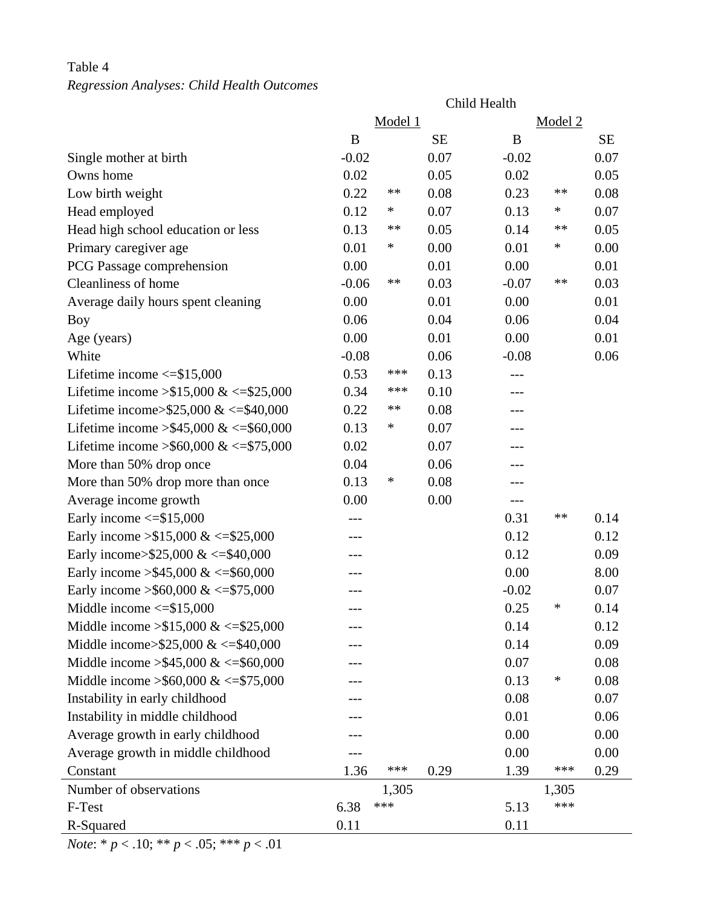Table 4

*Regression Analyses: Child Health Outcomes*

| | Child Health | | | | | |
|---|---|---|---|---|---|---|
| | Model 1 | | | Model 2 | | |
| | B | | SE | B | | SE |
| Single mother at birth | -0.02 | | 0.07 | -0.02 | | 0.07 |
| Owns home | 0.02 | | 0.05 | 0.02 | | 0.05 |
| Low birth weight | 0.22 | ** | 0.08 | 0.23 | ** | 0.08 |
| Head employed | 0.12 | * | 0.07 | 0.13 | * | 0.07 |
| Head high school education or less | 0.13 | ** | 0.05 | 0.14 | ** | 0.05 |
| Primary caregiver age | 0.01 | * | 0.00 | 0.01 | * | 0.00 |
| PCG Passage comprehension | 0.00 | | 0.01 | 0.00 | | 0.01 |
| Cleanliness of home | -0.06 | ** | 0.03 | -0.07 | ** | 0.03 |
| Average daily hours spent cleaning | 0.00 | | 0.01 | 0.00 | | 0.01 |
| Boy | 0.06 | | 0.04 | 0.06 | | 0.04 |
| Age (years) | 0.00 | | 0.01 | 0.00 | | 0.01 |
| White | -0.08 | | 0.06 | -0.08 | | 0.06 |
| Lifetime income <=$15,000 | 0.53 | *** | 0.13 | --- | | |
| Lifetime income >$15,000 & <=$25,000 | 0.34 | *** | 0.10 | --- | | |
| Lifetime income>$25,000 & <=$40,000 | 0.22 | ** | 0.08 | --- | | |
| Lifetime income >$45,000 & <=$60,000 | 0.13 | * | 0.07 | --- | | |
| Lifetime income >$60,000 & <=$75,000 | 0.02 | | 0.07 | --- | | |
| More than 50% drop once | 0.04 | | 0.06 | --- | | |
| More than 50% drop more than once | 0.13 | * | 0.08 | --- | | |
| Average income growth | 0.00 | | 0.00 | --- | | |
| Early income <=$15,000 | --- | | | 0.31 | ** | 0.14 |
| Early income >$15,000 & <=$25,000 | --- | | | 0.12 | | 0.12 |
| Early income>$25,000 & <=$40,000 | --- | | | 0.12 | | 0.09 |
| Early income >$45,000 & <=$60,000 | --- | | | 0.00 | | 8.00 |
| Early income >$60,000 & <=$75,000 | --- | | | -0.02 | | 0.07 |
| Middle income <=$15,000 | --- | | | 0.25 | * | 0.14 |
| Middle income >$15,000 & <=$25,000 | --- | | | 0.14 | | 0.12 |
| Middle income>$25,000 & <=$40,000 | --- | | | 0.14 | | 0.09 |
| Middle income >$45,000 & <=$60,000 | --- | | | 0.07 | | 0.08 |
| Middle income >$60,000 & <=$75,000 | --- | | | 0.13 | * | 0.08 |
| Instability in early childhood | --- | | | 0.08 | | 0.07 |
| Instability in middle childhood | --- | | | 0.01 | | 0.06 |
| Average growth in early childhood | --- | | | 0.00 | | 0.00 |
| Average growth in middle childhood | --- | | | 0.00 | | 0.00 |
| Constant | 1.36 | *** | 0.29 | 1.39 | *** | 0.29 |
| Number of observations | | 1,305 | | | 1,305 | |
| F-Test | 6.38 | *** | | 5.13 | *** | |
| R-Squared | 0.11 | | | 0.11 | | |

*Note*: * $p < .10$; ** $p < .05$; *** $p < .01$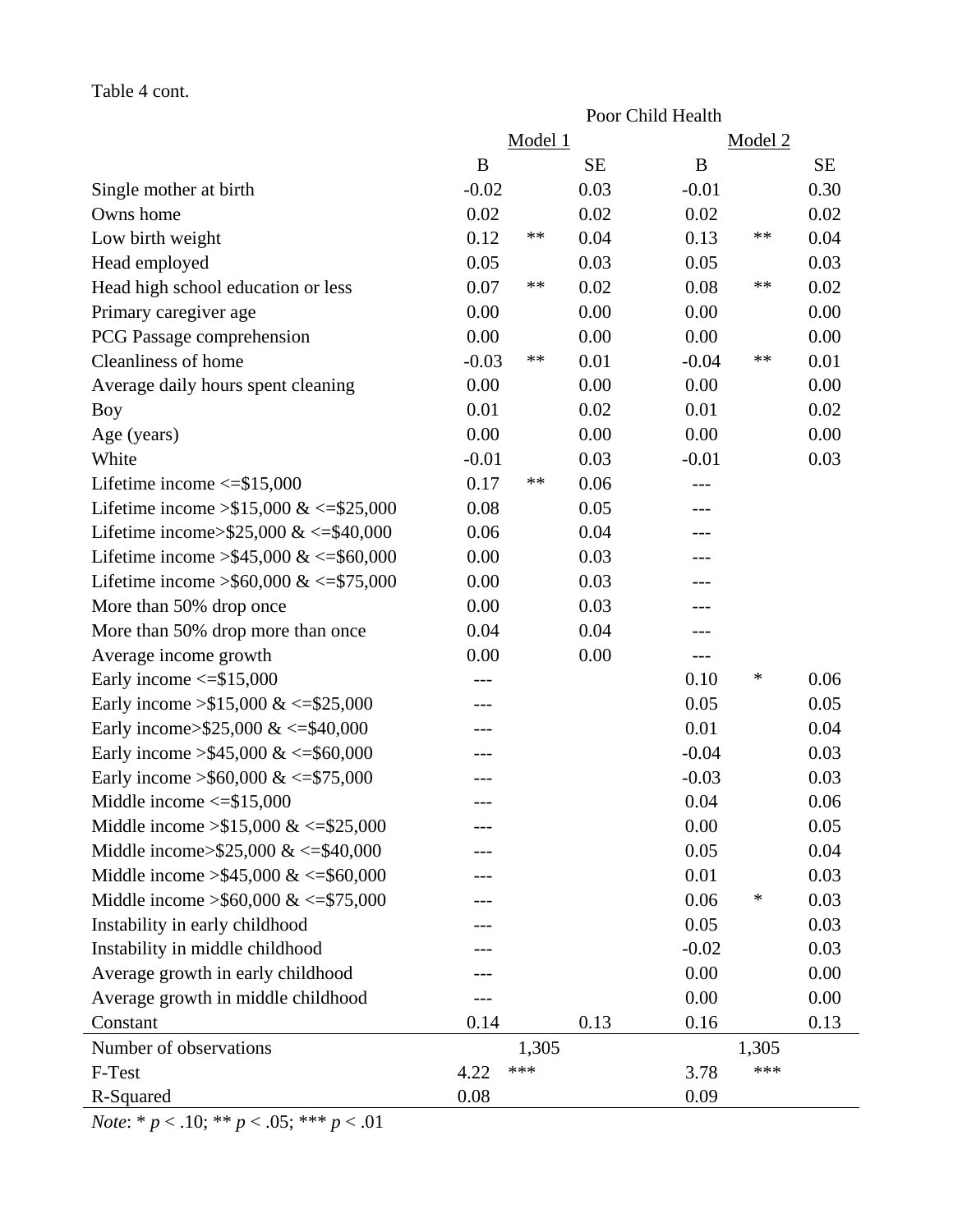Table 4 cont.

| | Poor Child Health | | | | | |
|---|---|---|---|---|---|---|
| | Model 1 | | | Model 2 | | |
| | B | | SE | B | | SE |
| Single mother at birth | -0.02 | | 0.03 | -0.01 | | 0.30 |
| Owns home | 0.02 | | 0.02 | 0.02 | | 0.02 |
| Low birth weight | 0.12 | ** | 0.04 | 0.13 | ** | 0.04 |
| Head employed | 0.05 | | 0.03 | 0.05 | | 0.03 |
| Head high school education or less | 0.07 | ** | 0.02 | 0.08 | ** | 0.02 |
| Primary caregiver age | 0.00 | | 0.00 | 0.00 | | 0.00 |
| PCG Passage comprehension | 0.00 | | 0.00 | 0.00 | | 0.00 |
| Cleanliness of home | -0.03 | ** | 0.01 | -0.04 | ** | 0.01 |
| Average daily hours spent cleaning | 0.00 | | 0.00 | 0.00 | | 0.00 |
| Boy | 0.01 | | 0.02 | 0.01 | | 0.02 |
| Age (years) | 0.00 | | 0.00 | 0.00 | | 0.00 |
| White | -0.01 | | 0.03 | -0.01 | | 0.03 |
| Lifetime income <=$15,000 | 0.17 | ** | 0.06 | --- | | |
| Lifetime income >$15,000 & <=$25,000 | 0.08 | | 0.05 | --- | | |
| Lifetime income>$25,000 & <=$40,000 | 0.06 | | 0.04 | --- | | |
| Lifetime income >$45,000 & <=$60,000 | 0.00 | | 0.03 | --- | | |
| Lifetime income >$60,000 & <=$75,000 | 0.00 | | 0.03 | --- | | |
| More than 50% drop once | 0.00 | | 0.03 | --- | | |
| More than 50% drop more than once | 0.04 | | 0.04 | --- | | |
| Average income growth | 0.00 | | 0.00 | --- | | |
| Early income <=$15,000 | --- | | | 0.10 | * | 0.06 |
| Early income >$15,000 & <=$25,000 | --- | | | 0.05 | | 0.05 |
| Early income>$25,000 & <=$40,000 | --- | | | 0.01 | | 0.04 |
| Early income >$45,000 & <=$60,000 | --- | | | -0.04 | | 0.03 |
| Early income >$60,000 & <=$75,000 | --- | | | -0.03 | | 0.03 |
| Middle income <=$15,000 | --- | | | 0.04 | | 0.06 |
| Middle income >$15,000 & <=$25,000 | --- | | | 0.00 | | 0.05 |
| Middle income>$25,000 & <=$40,000 | --- | | | 0.05 | | 0.04 |
| Middle income >$45,000 & <=$60,000 | --- | | | 0.01 | | 0.03 |
| Middle income >$60,000 & <=$75,000 | --- | | | 0.06 | * | 0.03 |
| Instability in early childhood | --- | | | 0.05 | | 0.03 |
| Instability in middle childhood | --- | | | -0.02 | | 0.03 |
| Average growth in early childhood | --- | | | 0.00 | | 0.00 |
| Average growth in middle childhood | --- | | | 0.00 | | 0.00 |
| Constant | 0.14 | | 0.13 | 0.16 | | 0.13 |
| Number of observations | | 1,305 | | | 1,305 | |
| F-Test | 4.22 | *** | | 3.78 | *** | |
| R-Squared | 0.08 | | | 0.09 | | |

*Note*: * $p < .10$; ** $p < .05$; *** $p < .01$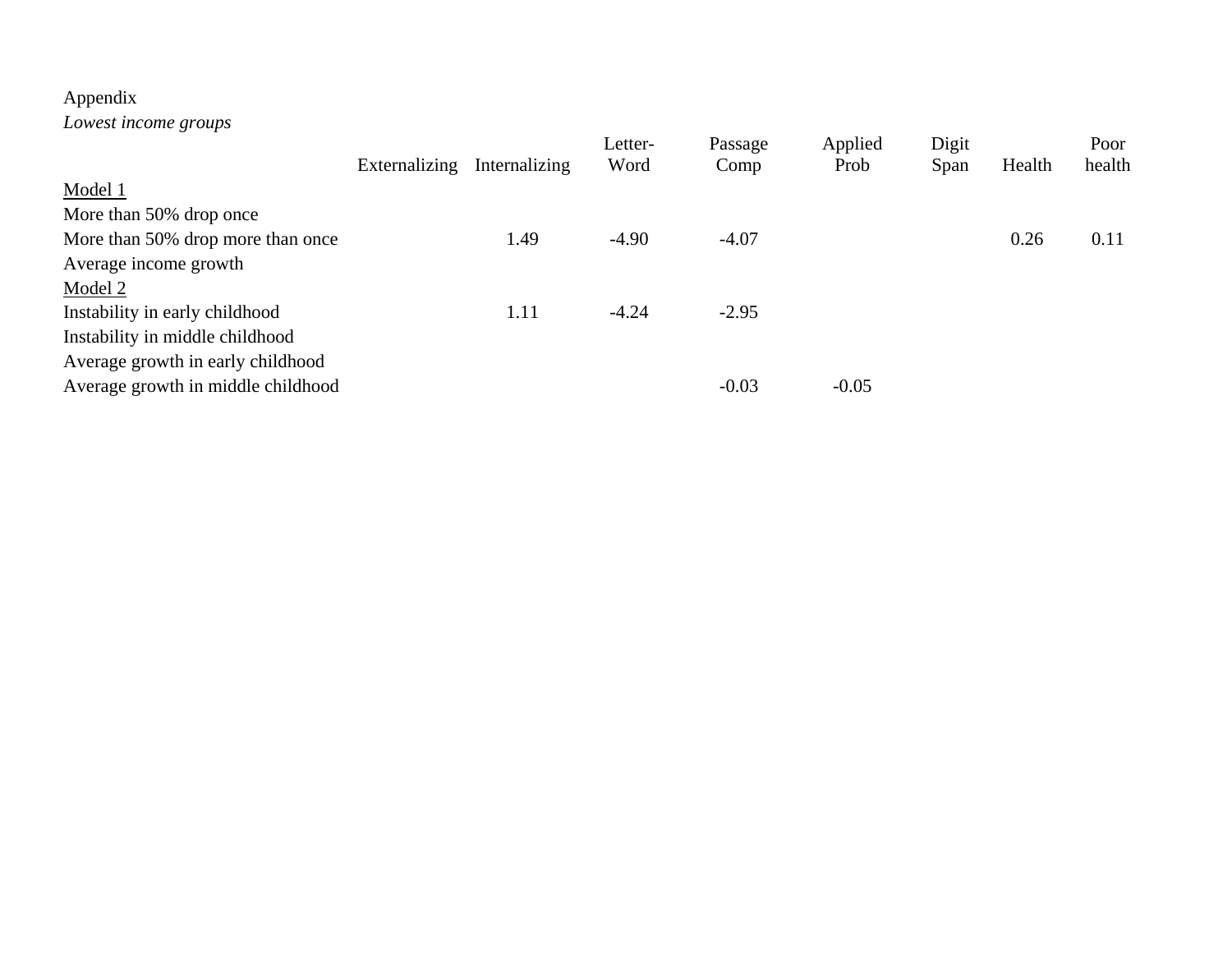Appendix

*Lowest income groups*

| | Externalizing | Internalizing | Letter-Word | Passage Comp | Applied Prob | Digit Span | Health | Poor health |
|---|---|---|---|---|---|---|---|---|
| Model 1 | | | | | | | | |
| More than 50% drop once | | | | | | | | |
| More than 50% drop more than once | | 1.49 | -4.90 | -4.07 | | | 0.26 | 0.11 |
| Average income growth | | | | | | | | |
| Model 2 | | | | | | | | |
| Instability in early childhood | | 1.11 | -4.24 | -2.95 | | | | |
| Instability in middle childhood | | | | | | | | |
| Average growth in early childhood | | | | | | | | |
| Average growth in middle childhood | | | | -0.03 | -0.05 | | | |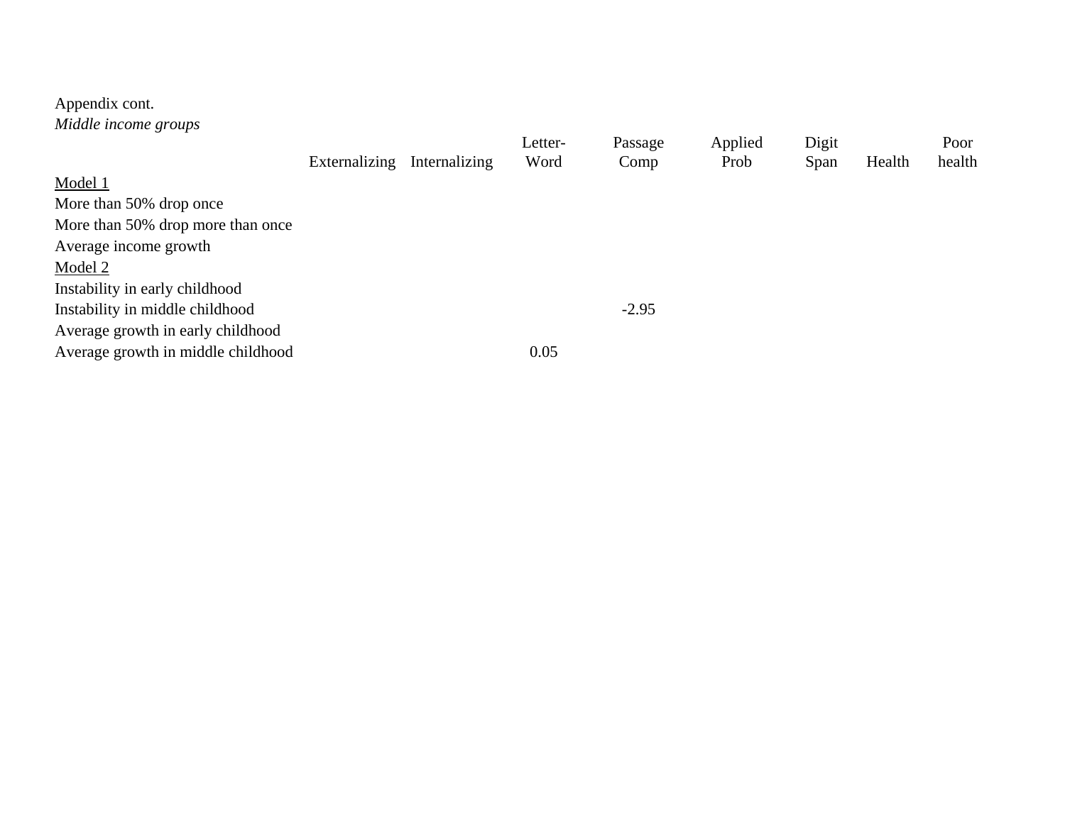Appendix cont.

*Middle income groups*

| | Externalizing | Internalizing | Letter-Word | Passage Comp | Applied Prob | Digit Span | Health | Poor health |
|---|---|---|---|---|---|---|---|---|
| Model 1 | | | | | | | | |
| More than 50% drop once | | | | | | | | |
| More than 50% drop more than once | | | | | | | | |
| Average income growth | | | | | | | | |
| Model 2 | | | | | | | | |
| Instability in early childhood | | | | | | | | |
| Instability in middle childhood | | | | -2.95 | | | | |
| Average growth in early childhood | | | | | | | | |
| Average growth in middle childhood | | | 0.05 | | | | | |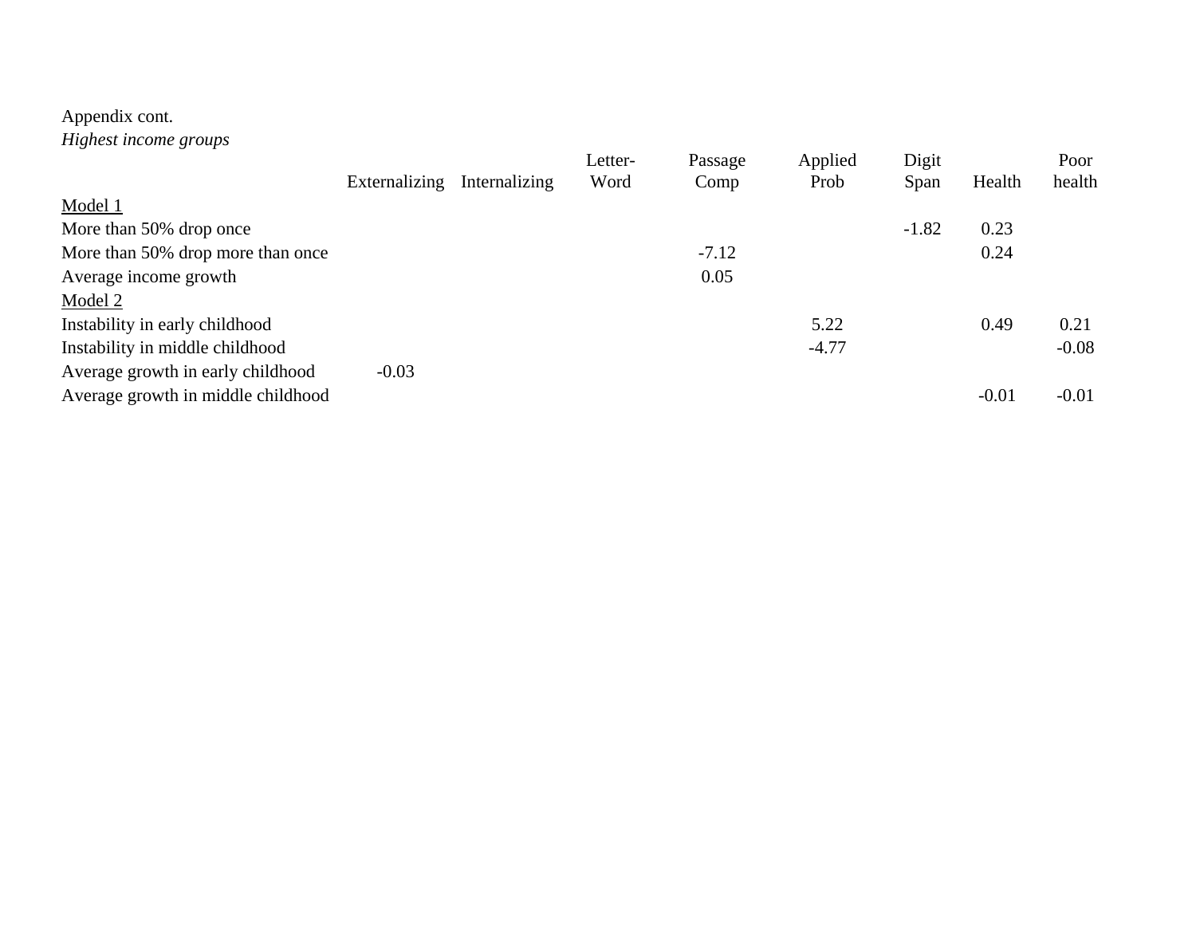Appendix cont.

*Highest income groups*

| | Externalizing | Internalizing | Letter-Word | Passage Comp | Applied Prob | Digit Span | Health | Poor health |
|---|---|---|---|---|---|---|---|---|
| Model 1 | | | | | | | | |
| More than 50% drop once | | | | | | -1.82 | 0.23 | |
| More than 50% drop more than once | | | | -7.12 | | | 0.24 | |
| Average income growth | | | | 0.05 | | | | |
| Model 2 | | | | | | | | |
| Instability in early childhood | | | | | 5.22 | | 0.49 | 0.21 |
| Instability in middle childhood | | | | | -4.77 | | | -0.08 |
| Average growth in early childhood | -0.03 | | | | | | | |
| Average growth in middle childhood | | | | | | | -0.01 | -0.01 |